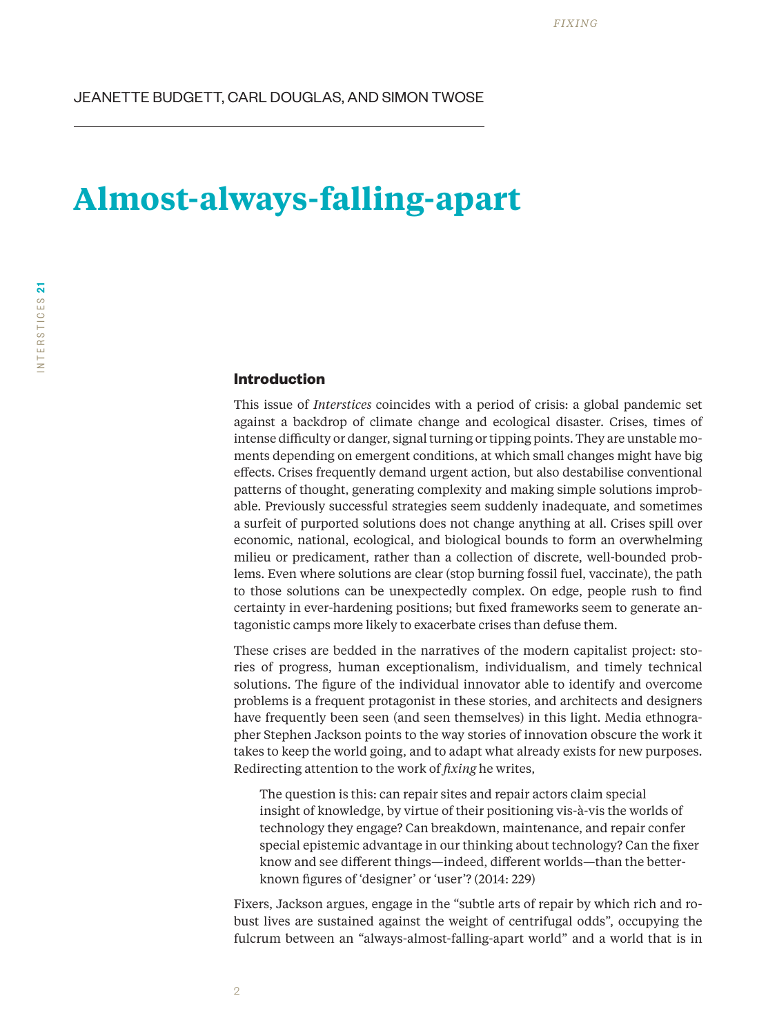JEANETTE BUDGETT, CARL DOUGLAS, AND SIMON TWOSE

# Almost-always-falling-apart

## Introduction

This issue of *Interstices* coincides with a period of crisis: a global pandemic set against a backdrop of climate change and ecological disaster. Crises, times of intense difficulty or danger, signal turning or tipping points. They are unstable moments depending on emergent conditions, at which small changes might have big effects. Crises frequently demand urgent action, but also destabilise conventional patterns of thought, generating complexity and making simple solutions improbable. Previously successful strategies seem suddenly inadequate, and sometimes a surfeit of purported solutions does not change anything at all. Crises spill over economic, national, ecological, and biological bounds to form an overwhelming milieu or predicament, rather than a collection of discrete, well-bounded problems. Even where solutions are clear (stop burning fossil fuel, vaccinate), the path to those solutions can be unexpectedly complex. On edge, people rush to find certainty in ever-hardening positions; but fixed frameworks seem to generate antagonistic camps more likely to exacerbate crises than defuse them.

These crises are bedded in the narratives of the modern capitalist project: stories of progress, human exceptionalism, individualism, and timely technical solutions. The figure of the individual innovator able to identify and overcome problems is a frequent protagonist in these stories, and architects and designers have frequently been seen (and seen themselves) in this light. Media ethnographer Stephen Jackson points to the way stories of innovation obscure the work it takes to keep the world going, and to adapt what already exists for new purposes. Redirecting attention to the work of *fixing* he writes,

> The question is this: can repair sites and repair actors claim special insight of knowledge, by virtue of their positioning vis-à-vis the worlds of technology they engage? Can breakdown, maintenance, and repair confer special epistemic advantage in our thinking about technology? Can the fixer know and see different things—indeed, different worlds—than the better-known figures of 'designer' or 'user'? (2014: 229)

Fixers, Jackson argues, engage in the "subtle arts of repair by which rich and robust lives are sustained against the weight of centrifugal odds", occupying the fulcrum between an "always-almost-falling-apart world" and a world that is in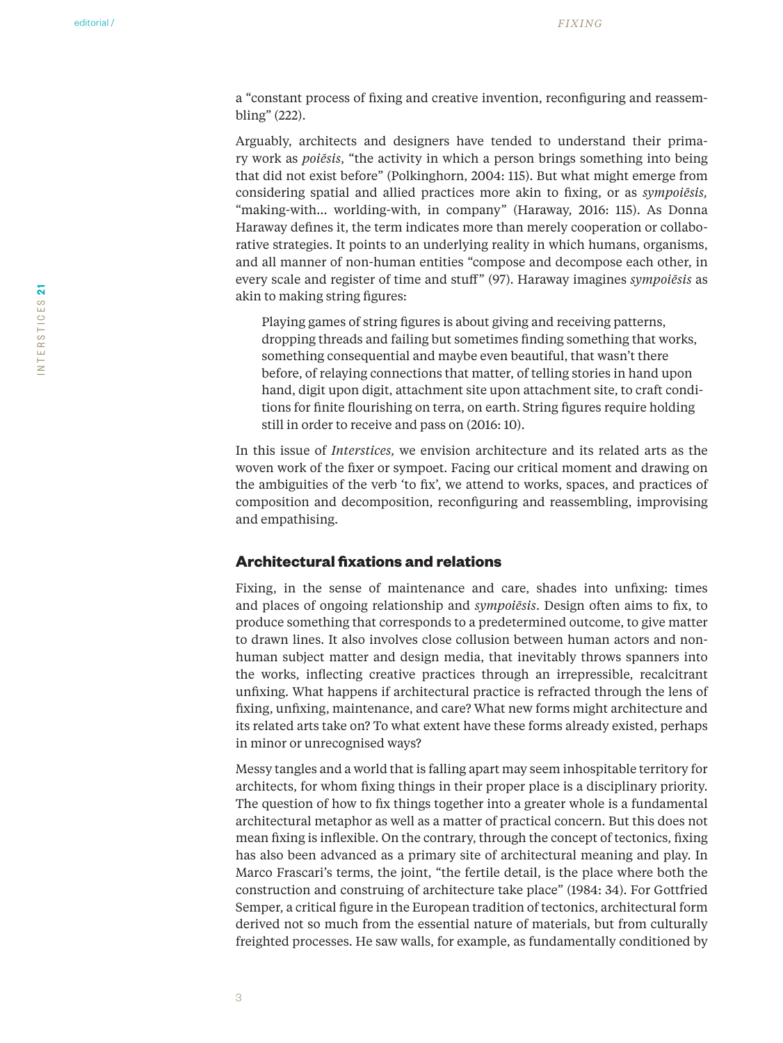a "constant process of fixing and creative invention, reconfiguring and reassembling" (222).

Arguably, architects and designers have tended to understand their primary work as *poiēsis*, "the activity in which a person brings something into being that did not exist before" (Polkinghorn, 2004: 115). But what might emerge from considering spatial and allied practices more akin to fixing, or as *sympoiēsis,* "making-with... worlding-with, in company" (Haraway, 2016: 115). As Donna Haraway defines it, the term indicates more than merely cooperation or collaborative strategies. It points to an underlying reality in which humans, organisms, and all manner of non-human entities "compose and decompose each other, in every scale and register of time and stuff" (97). Haraway imagines *sympoiēsis* as akin to making string figures:

> Playing games of string figures is about giving and receiving patterns, dropping threads and failing but sometimes finding something that works, something consequential and maybe even beautiful, that wasn't there before, of relaying connections that matter, of telling stories in hand upon hand, digit upon digit, attachment site upon attachment site, to craft conditions for finite flourishing on terra, on earth. String figures require holding still in order to receive and pass on (2016: 10).

In this issue of *Interstices,* we envision architecture and its related arts as the woven work of the fixer or sympoet. Facing our critical moment and drawing on the ambiguities of the verb 'to fix', we attend to works, spaces, and practices of composition and decomposition, reconfiguring and reassembling, improvising and empathising.

## Architectural fixations and relations

Fixing, in the sense of maintenance and care, shades into unfixing: times and places of ongoing relationship and *sympoiēsis*. Design often aims to fix, to produce something that corresponds to a predetermined outcome, to give matter to drawn lines. It also involves close collusion between human actors and non-human subject matter and design media, that inevitably throws spanners into the works, inflecting creative practices through an irrepressible, recalcitrant unfixing. What happens if architectural practice is refracted through the lens of fixing, unfixing, maintenance, and care? What new forms might architecture and its related arts take on? To what extent have these forms already existed, perhaps in minor or unrecognised ways?

Messy tangles and a world that is falling apart may seem inhospitable territory for architects, for whom fixing things in their proper place is a disciplinary priority. The question of how to fix things together into a greater whole is a fundamental architectural metaphor as well as a matter of practical concern. But this does not mean fixing is inflexible. On the contrary, through the concept of tectonics, fixing has also been advanced as a primary site of architectural meaning and play. In Marco Frascari's terms, the joint, "the fertile detail, is the place where both the construction and construing of architecture take place" (1984: 34). For Gottfried Semper, a critical figure in the European tradition of tectonics, architectural form derived not so much from the essential nature of materials, but from culturally freighted processes. He saw walls, for example, as fundamentally conditioned by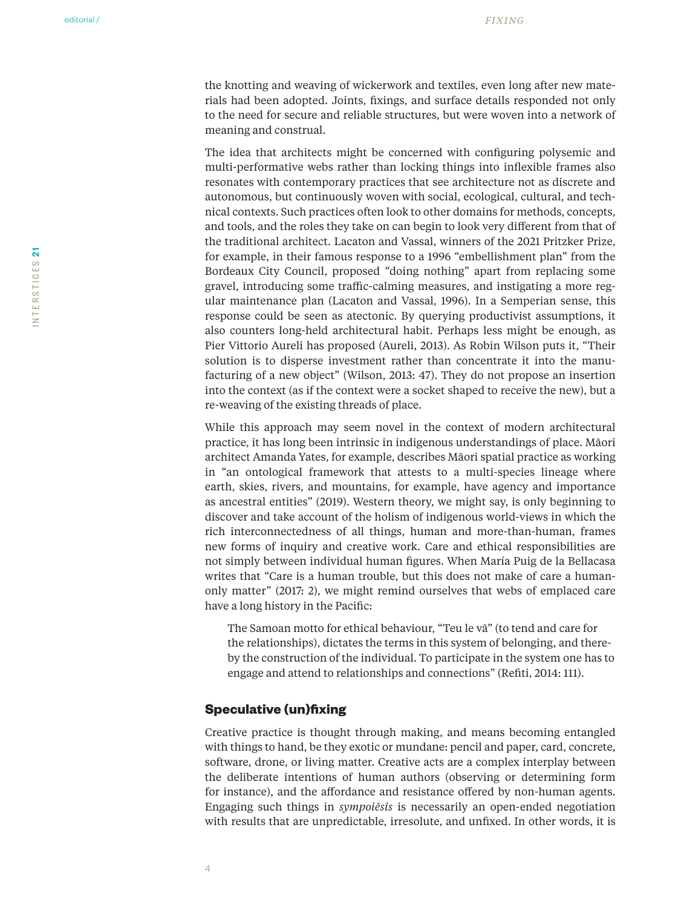the knotting and weaving of wickerwork and textiles, even long after new materials had been adopted. Joints, fixings, and surface details responded not only to the need for secure and reliable structures, but were woven into a network of meaning and construal.

The idea that architects might be concerned with configuring polysemic and multi-performative webs rather than locking things into inflexible frames also resonates with contemporary practices that see architecture not as discrete and autonomous, but continuously woven with social, ecological, cultural, and technical contexts. Such practices often look to other domains for methods, concepts, and tools, and the roles they take on can begin to look very different from that of the traditional architect. Lacaton and Vassal, winners of the 2021 Pritzker Prize, for example, in their famous response to a 1996 "embellishment plan" from the Bordeaux City Council, proposed "doing nothing" apart from replacing some gravel, introducing some traffic-calming measures, and instigating a more regular maintenance plan (Lacaton and Vassal, 1996). In a Semperian sense, this response could be seen as atectonic. By querying productivist assumptions, it also counters long-held architectural habit. Perhaps less might be enough, as Pier Vittorio Aureli has proposed (Aureli, 2013). As Robin Wilson puts it, "Their solution is to disperse investment rather than concentrate it into the manufacturing of a new object" (Wilson, 2013: 47). They do not propose an insertion into the context (as if the context were a socket shaped to receive the new), but a re-weaving of the existing threads of place.

While this approach may seem novel in the context of modern architectural practice, it has long been intrinsic in indigenous understandings of place. Māori architect Amanda Yates, for example, describes Māori spatial practice as working in "an ontological framework that attests to a multi-species lineage where earth, skies, rivers, and mountains, for example, have agency and importance as ancestral entities" (2019). Western theory, we might say, is only beginning to discover and take account of the holism of indigenous world-views in which the rich interconnectedness of all things, human and more-than-human, frames new forms of inquiry and creative work. Care and ethical responsibilities are not simply between individual human figures. When María Puig de la Bellacasa writes that "Care is a human trouble, but this does not make of care a human-only matter" (2017: 2), we might remind ourselves that webs of emplaced care have a long history in the Pacific:

> The Samoan motto for ethical behaviour, "Teu le vā" (to tend and care for the relationships), dictates the terms in this system of belonging, and thereby the construction of the individual. To participate in the system one has to engage and attend to relationships and connections" (Refiti, 2014: 111).

## Speculative (un)fixing

Creative practice is thought through making, and means becoming entangled with things to hand, be they exotic or mundane: pencil and paper, card, concrete, software, drone, or living matter. Creative acts are a complex interplay between the deliberate intentions of human authors (observing or determining form for instance), and the affordance and resistance offered by non-human agents. Engaging such things in *sympoiēsis* is necessarily an open-ended negotiation with results that are unpredictable, irresolute, and unfixed. In other words, it is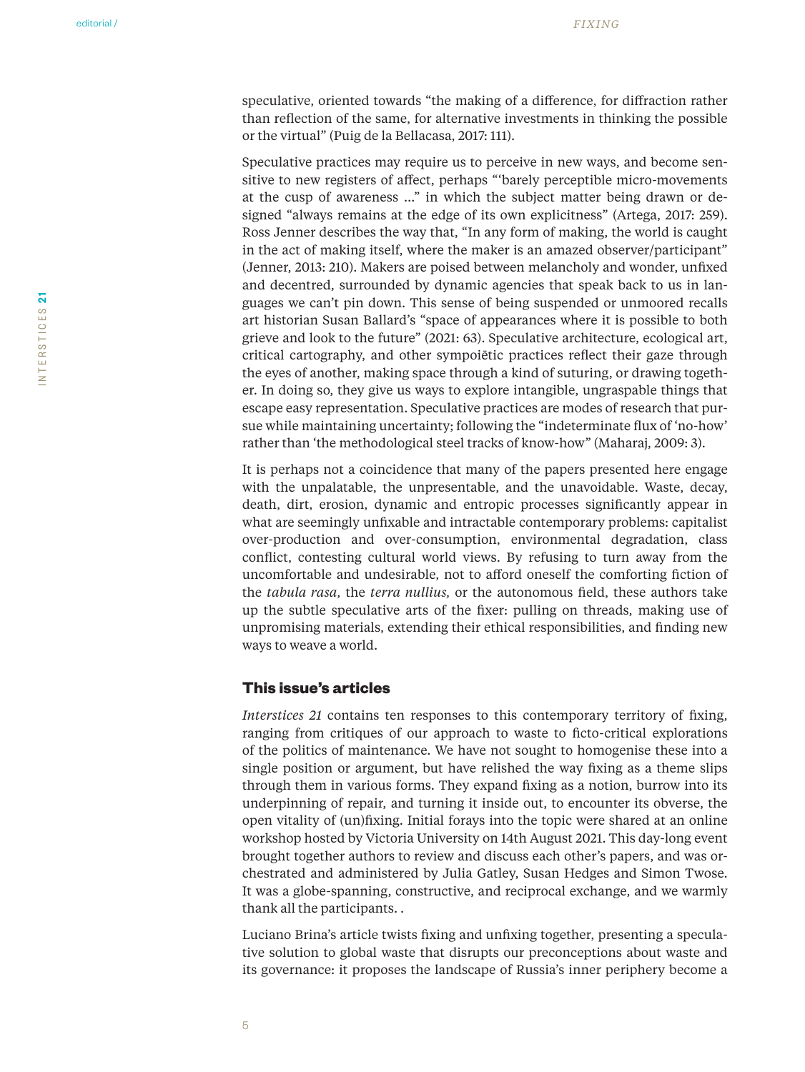speculative, oriented towards "the making of a difference, for diffraction rather than reflection of the same, for alternative investments in thinking the possible or the virtual" (Puig de la Bellacasa, 2017: 111).

Speculative practices may require us to perceive in new ways, and become sensitive to new registers of affect, perhaps "'barely perceptible micro-movements at the cusp of awareness …" in which the subject matter being drawn or designed "always remains at the edge of its own explicitness" (Artega, 2017: 259). Ross Jenner describes the way that, "In any form of making, the world is caught in the act of making itself, where the maker is an amazed observer/participant" (Jenner, 2013: 210). Makers are poised between melancholy and wonder, unfixed and decentred, surrounded by dynamic agencies that speak back to us in languages we can't pin down. This sense of being suspended or unmoored recalls art historian Susan Ballard's "space of appearances where it is possible to both grieve and look to the future" (2021: 63). Speculative architecture, ecological art, critical cartography, and other sympoiētic practices reflect their gaze through the eyes of another, making space through a kind of suturing, or drawing together. In doing so, they give us ways to explore intangible, ungraspable things that escape easy representation. Speculative practices are modes of research that pursue while maintaining uncertainty; following the "indeterminate flux of 'no-how' rather than 'the methodological steel tracks of know-how" (Maharaj, 2009: 3).

It is perhaps not a coincidence that many of the papers presented here engage with the unpalatable, the unpresentable, and the unavoidable. Waste, decay, death, dirt, erosion, dynamic and entropic processes significantly appear in what are seemingly unfixable and intractable contemporary problems: capitalist over-production and over-consumption, environmental degradation, class conflict, contesting cultural world views. By refusing to turn away from the uncomfortable and undesirable, not to afford oneself the comforting fiction of the *tabula rasa,* the *terra nullius,* or the autonomous field, these authors take up the subtle speculative arts of the fixer: pulling on threads, making use of unpromising materials, extending their ethical responsibilities, and finding new ways to weave a world.

### This issue's articles

*Interstices 21* contains ten responses to this contemporary territory of fixing, ranging from critiques of our approach to waste to ficto-critical explorations of the politics of maintenance. We have not sought to homogenise these into a single position or argument, but have relished the way fixing as a theme slips through them in various forms. They expand fixing as a notion, burrow into its underpinning of repair, and turning it inside out, to encounter its obverse, the open vitality of (un)fixing. Initial forays into the topic were shared at an online workshop hosted by Victoria University on 14th August 2021. This day-long event brought together authors to review and discuss each other's papers, and was orchestrated and administered by Julia Gatley, Susan Hedges and Simon Twose. It was a globe-spanning, constructive, and reciprocal exchange, and we warmly thank all the participants. .

Luciano Brina's article twists fixing and unfixing together, presenting a speculative solution to global waste that disrupts our preconceptions about waste and its governance: it proposes the landscape of Russia's inner periphery become a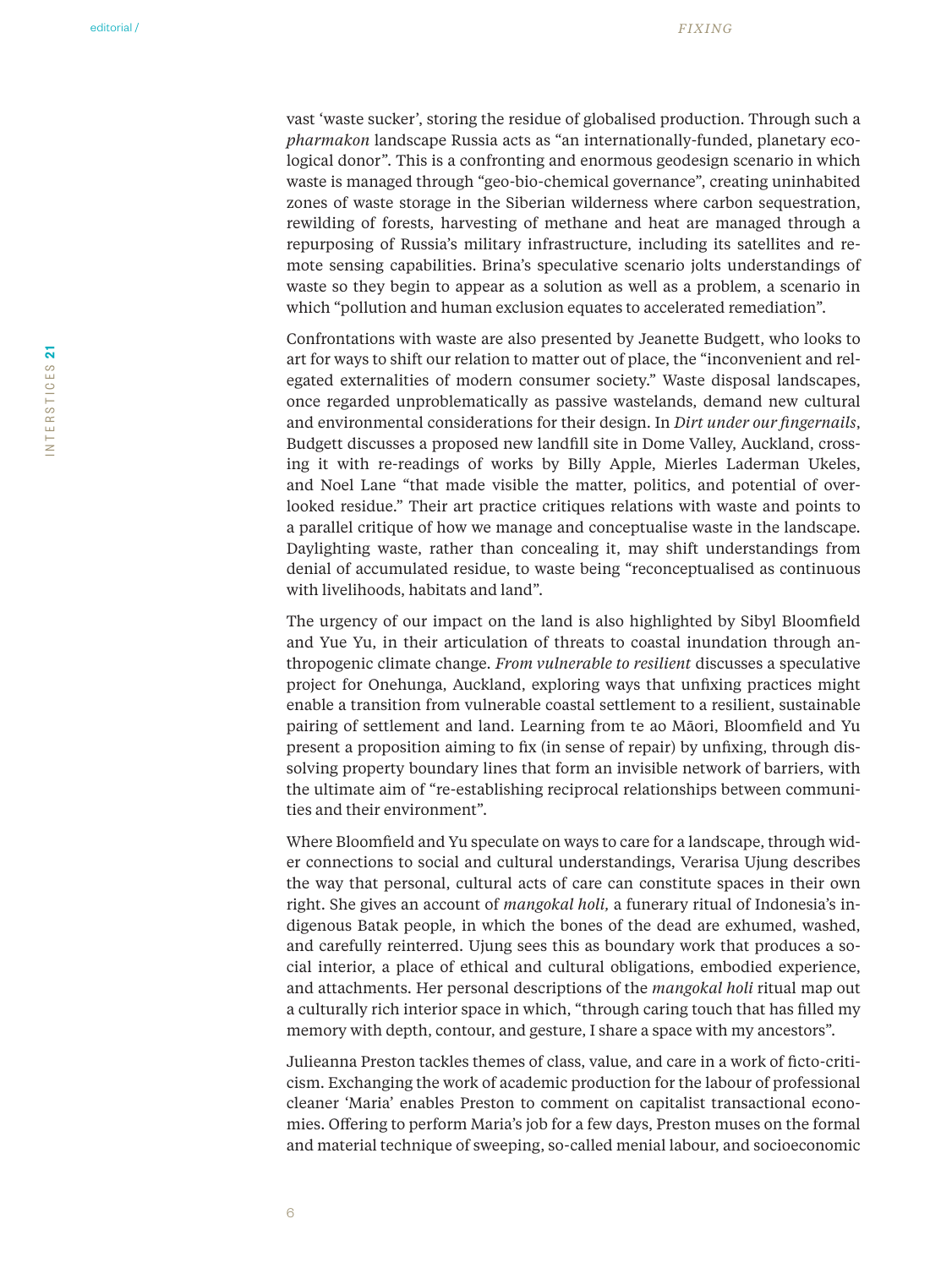vast 'waste sucker', storing the residue of globalised production. Through such a *pharmakon* landscape Russia acts as "an internationally-funded, planetary ecological donor". This is a confronting and enormous geodesign scenario in which waste is managed through "geo-bio-chemical governance", creating uninhabited zones of waste storage in the Siberian wilderness where carbon sequestration, rewilding of forests, harvesting of methane and heat are managed through a repurposing of Russia's military infrastructure, including its satellites and remote sensing capabilities. Brina's speculative scenario jolts understandings of waste so they begin to appear as a solution as well as a problem, a scenario in which "pollution and human exclusion equates to accelerated remediation".

Confrontations with waste are also presented by Jeanette Budgett, who looks to art for ways to shift our relation to matter out of place, the "inconvenient and relegated externalities of modern consumer society." Waste disposal landscapes, once regarded unproblematically as passive wastelands, demand new cultural and environmental considerations for their design. In *Dirt under our fingernails*, Budgett discusses a proposed new landfill site in Dome Valley, Auckland, crossing it with re-readings of works by Billy Apple, Mierles Laderman Ukeles, and Noel Lane "that made visible the matter, politics, and potential of overlooked residue." Their art practice critiques relations with waste and points to a parallel critique of how we manage and conceptualise waste in the landscape. Daylighting waste, rather than concealing it, may shift understandings from denial of accumulated residue, to waste being "reconceptualised as continuous with livelihoods, habitats and land".

The urgency of our impact on the land is also highlighted by Sibyl Bloomfield and Yue Yu, in their articulation of threats to coastal inundation through anthropogenic climate change. *From vulnerable to resilient* discusses a speculative project for Onehunga, Auckland, exploring ways that unfixing practices might enable a transition from vulnerable coastal settlement to a resilient, sustainable pairing of settlement and land. Learning from te ao Māori, Bloomfield and Yu present a proposition aiming to fix (in sense of repair) by unfixing, through dissolving property boundary lines that form an invisible network of barriers, with the ultimate aim of "re-establishing reciprocal relationships between communities and their environment".

Where Bloomfield and Yu speculate on ways to care for a landscape, through wider connections to social and cultural understandings, Verarisa Ujung describes the way that personal, cultural acts of care can constitute spaces in their own right. She gives an account of *mangokal holi,* a funerary ritual of Indonesia's indigenous Batak people, in which the bones of the dead are exhumed, washed, and carefully reinterred. Ujung sees this as boundary work that produces a social interior, a place of ethical and cultural obligations, embodied experience, and attachments. Her personal descriptions of the *mangokal holi* ritual map out a culturally rich interior space in which, "through caring touch that has filled my memory with depth, contour, and gesture, I share a space with my ancestors".

Julieanna Preston tackles themes of class, value, and care in a work of ficto-criticism. Exchanging the work of academic production for the labour of professional cleaner 'Maria' enables Preston to comment on capitalist transactional economies. Offering to perform Maria's job for a few days, Preston muses on the formal and material technique of sweeping, so-called menial labour, and socioeconomic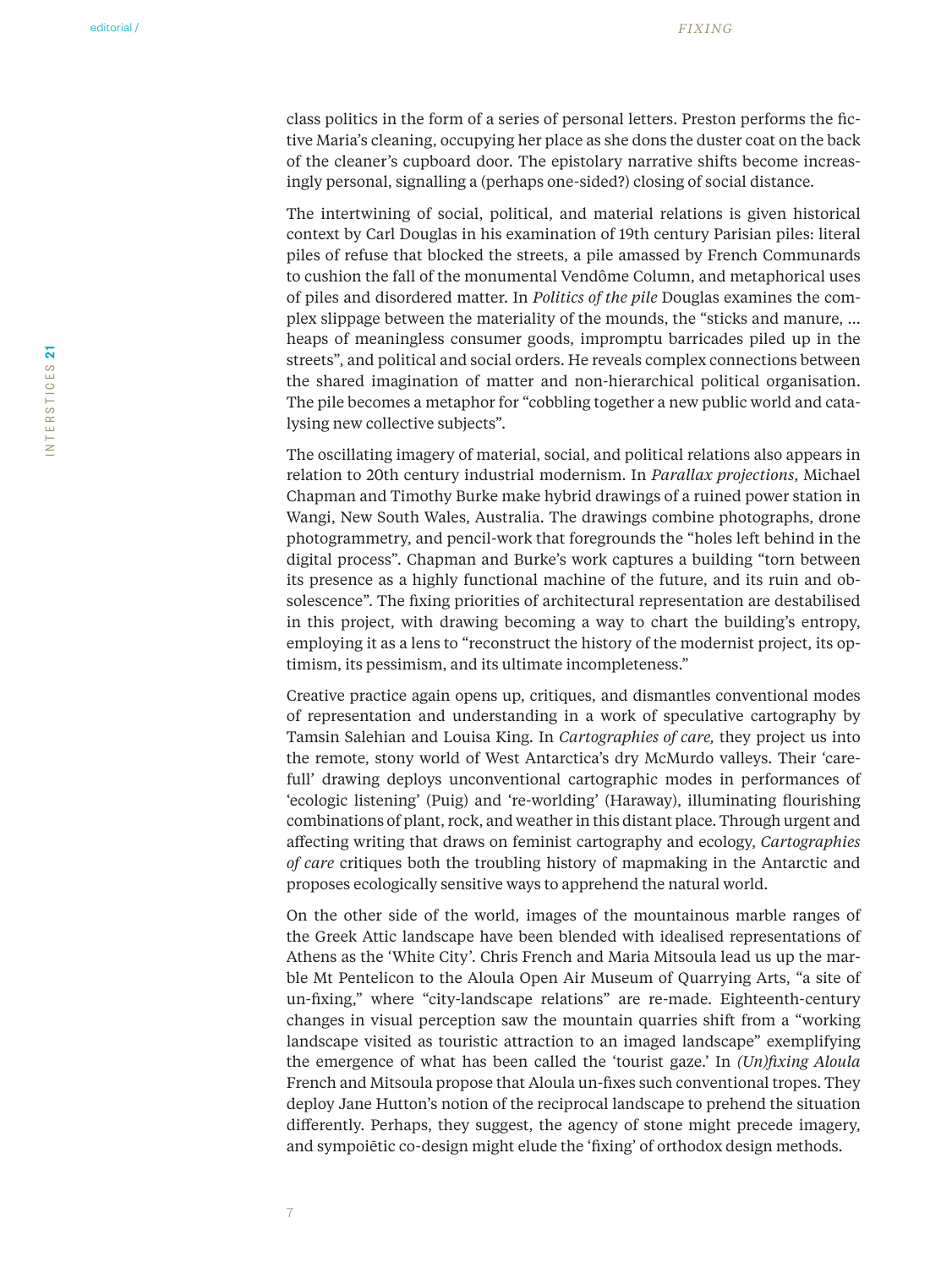class politics in the form of a series of personal letters. Preston performs the fictive Maria's cleaning, occupying her place as she dons the duster coat on the back of the cleaner's cupboard door. The epistolary narrative shifts become increasingly personal, signalling a (perhaps one-sided?) closing of social distance.

The intertwining of social, political, and material relations is given historical context by Carl Douglas in his examination of 19th century Parisian piles: literal piles of refuse that blocked the streets, a pile amassed by French Communards to cushion the fall of the monumental Vendôme Column, and metaphorical uses of piles and disordered matter. In *Politics of the pile* Douglas examines the complex slippage between the materiality of the mounds, the "sticks and manure, … heaps of meaningless consumer goods, impromptu barricades piled up in the streets", and political and social orders. He reveals complex connections between the shared imagination of matter and non-hierarchical political organisation. The pile becomes a metaphor for "cobbling together a new public world and catalysing new collective subjects".

The oscillating imagery of material, social, and political relations also appears in relation to 20th century industrial modernism. In *Parallax projections*, Michael Chapman and Timothy Burke make hybrid drawings of a ruined power station in Wangi, New South Wales, Australia. The drawings combine photographs, drone photogrammetry, and pencil-work that foregrounds the "holes left behind in the digital process". Chapman and Burke's work captures a building "torn between its presence as a highly functional machine of the future, and its ruin and obsolescence". The fixing priorities of architectural representation are destabilised in this project, with drawing becoming a way to chart the building's entropy, employing it as a lens to "reconstruct the history of the modernist project, its optimism, its pessimism, and its ultimate incompleteness."

Creative practice again opens up, critiques, and dismantles conventional modes of representation and understanding in a work of speculative cartography by Tamsin Salehian and Louisa King. In *Cartographies of care,* they project us into the remote, stony world of West Antarctica's dry McMurdo valleys. Their 'care-full' drawing deploys unconventional cartographic modes in performances of 'ecologic listening' (Puig) and 're-worlding' (Haraway), illuminating flourishing combinations of plant, rock, and weather in this distant place. Through urgent and affecting writing that draws on feminist cartography and ecology, *Cartographies of care* critiques both the troubling history of mapmaking in the Antarctic and proposes ecologically sensitive ways to apprehend the natural world.

On the other side of the world, images of the mountainous marble ranges of the Greek Attic landscape have been blended with idealised representations of Athens as the 'White City'. Chris French and Maria Mitsoula lead us up the marble Mt Pentelicon to the Aloula Open Air Museum of Quarrying Arts, "a site of un-fixing," where "city-landscape relations" are re-made. Eighteenth-century changes in visual perception saw the mountain quarries shift from a "working landscape visited as touristic attraction to an imaged landscape" exemplifying the emergence of what has been called the 'tourist gaze.' In *(Un)fixing Aloula* French and Mitsoula propose that Aloula un-fixes such conventional tropes. They deploy Jane Hutton's notion of the reciprocal landscape to prehend the situation differently. Perhaps, they suggest, the agency of stone might precede imagery, and sympoiētic co-design might elude the 'fixing' of orthodox design methods.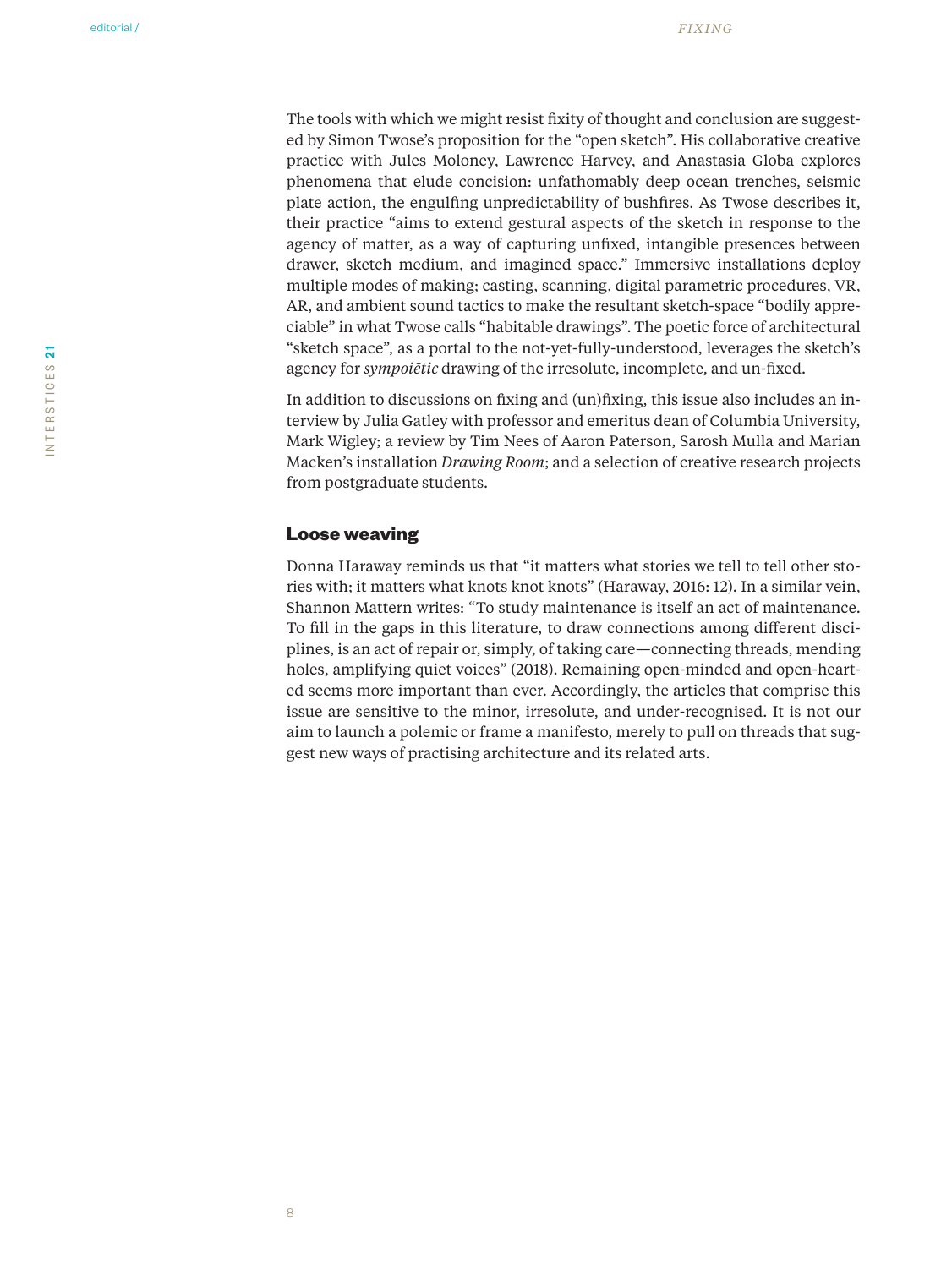The tools with which we might resist fixity of thought and conclusion are suggested by Simon Twose's proposition for the "open sketch". His collaborative creative practice with Jules Moloney, Lawrence Harvey, and Anastasia Globa explores phenomena that elude concision: unfathomably deep ocean trenches, seismic plate action, the engulfing unpredictability of bushfires. As Twose describes it, their practice "aims to extend gestural aspects of the sketch in response to the agency of matter, as a way of capturing unfixed, intangible presences between drawer, sketch medium, and imagined space." Immersive installations deploy multiple modes of making; casting, scanning, digital parametric procedures, VR, AR, and ambient sound tactics to make the resultant sketch-space "bodily appreciable" in what Twose calls "habitable drawings". The poetic force of architectural "sketch space", as a portal to the not-yet-fully-understood, leverages the sketch's agency for *sympoiētic* drawing of the irresolute, incomplete, and un-fixed.

In addition to discussions on fixing and (un)fixing, this issue also includes an interview by Julia Gatley with professor and emeritus dean of Columbia University, Mark Wigley; a review by Tim Nees of Aaron Paterson, Sarosh Mulla and Marian Macken's installation *Drawing Room*; and a selection of creative research projects from postgraduate students.

## Loose weaving

Donna Haraway reminds us that "it matters what stories we tell to tell other stories with; it matters what knots knot knots" (Haraway, 2016: 12). In a similar vein, Shannon Mattern writes: "To study maintenance is itself an act of maintenance. To fill in the gaps in this literature, to draw connections among different disciplines, is an act of repair or, simply, of taking care—connecting threads, mending holes, amplifying quiet voices" (2018). Remaining open-minded and open-hearted seems more important than ever. Accordingly, the articles that comprise this issue are sensitive to the minor, irresolute, and under-recognised. It is not our aim to launch a polemic or frame a manifesto, merely to pull on threads that suggest new ways of practising architecture and its related arts.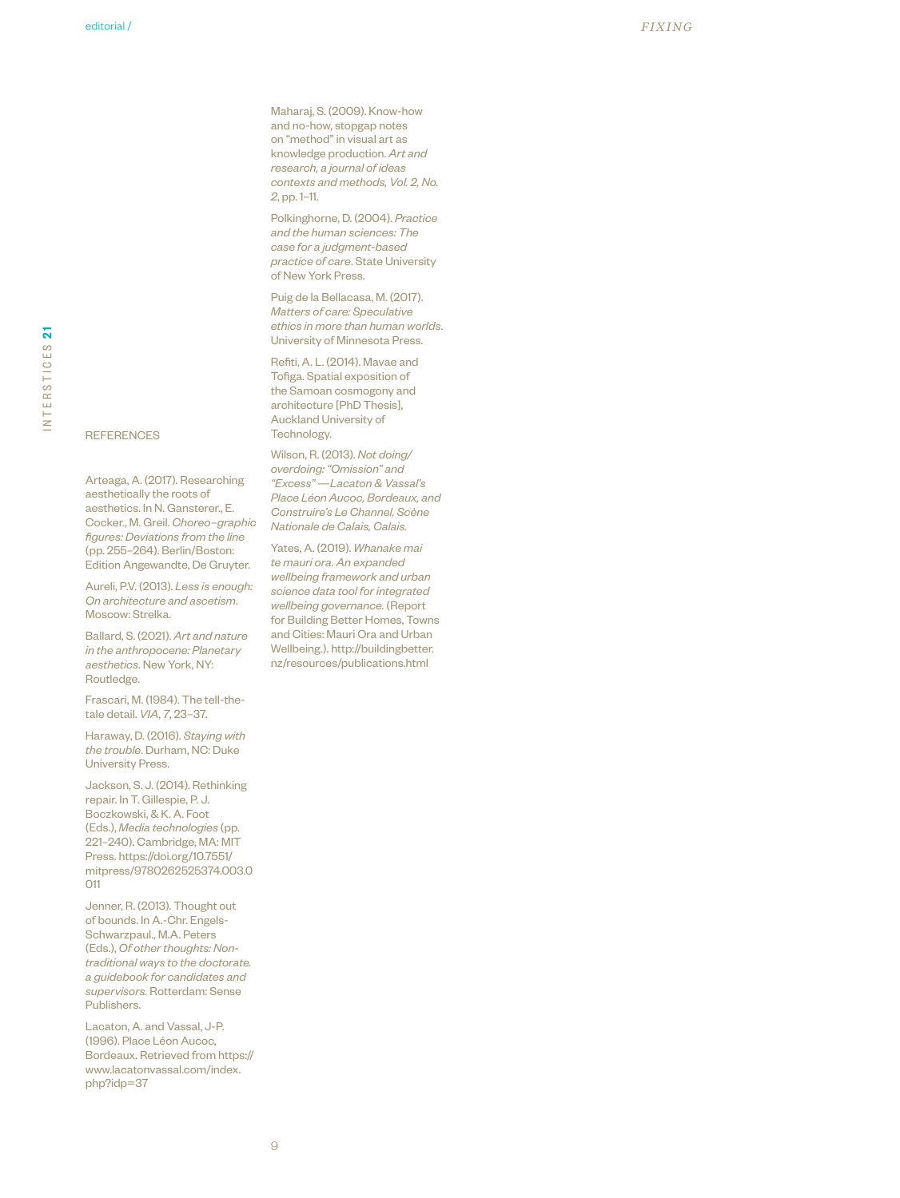## REFERENCES

Arteaga, A. (2017). Researching aesthetically the roots of aesthetics. In N. Gansterer., E. Cocker., M. Greil. *Choreo–graphic figures: Deviations from the line* (pp. 255–264). Berlin/Boston: Edition Angewandte, De Gruyter.

Aureli, P.V. (2013). *Less is enough: On architecture and ascetism*. Moscow: Strelka.

Ballard, S. (2021). *Art and nature in the anthropocene: Planetary aesthetics*. New York, NY: Routledge.

Frascari, M. (1984). The tell-the-tale detail. *VIA*, *7*, 23–37.

Haraway, D. (2016). *Staying with the trouble*. Durham, NC: Duke University Press.

Jackson, S. J. (2014). Rethinking repair. In T. Gillespie, P. J. Boczkowski, & K. A. Foot (Eds.), *Media technologies* (pp. 221–240). Cambridge, MA: MIT Press. https://doi.org/10.7551/mitpress/9780262525374.003.0011

Jenner, R. (2013). Thought out of bounds. In A.-Chr. Engels-Schwarzpaul., M.A. Peters (Eds.), *Of other thoughts: Non-traditional ways to the doctorate. a guidebook for candidates and supervisors*. Rotterdam: Sense Publishers.

Lacaton, A. and Vassal, J-P. (1996). Place Léon Aucoc, Bordeaux. Retrieved from https://www.lacatonvassal.com/index.php?idp=37

Maharaj, S. (2009). Know-how and no-how, stopgap notes on "method" in visual art as knowledge production. *Art and research, a journal of ideas contexts and methods, Vol. 2, No. 2*, pp. 1–11.

Polkinghorne, D. (2004). *Practice and the human sciences: The case for a judgment-based practice of care*. State University of New York Press.

Puig de la Bellacasa, M. (2017). *Matters of care: Speculative ethics in more than human worlds*. University of Minnesota Press.

Refiti, A. L. (2014). Mavae and Tofiga. Spatial exposition of the Samoan cosmogony and architecture [PhD Thesis], Auckland University of Technology.

Wilson, R. (2013). *Not doing/overdoing: "Omission" and "Excess" —Lacaton & Vassal's Place Léon Aucoc, Bordeaux, and Construire's Le Channel, Scène Nationale de Calais, Calais.*

Yates, A. (2019). *Whanake mai te mauri ora. An expanded wellbeing framework and urban science data tool for integrated wellbeing governance.* (Report for Building Better Homes, Towns and Cities: Mauri Ora and Urban Wellbeing.). http://buildingbetter.nz/resources/publications.html